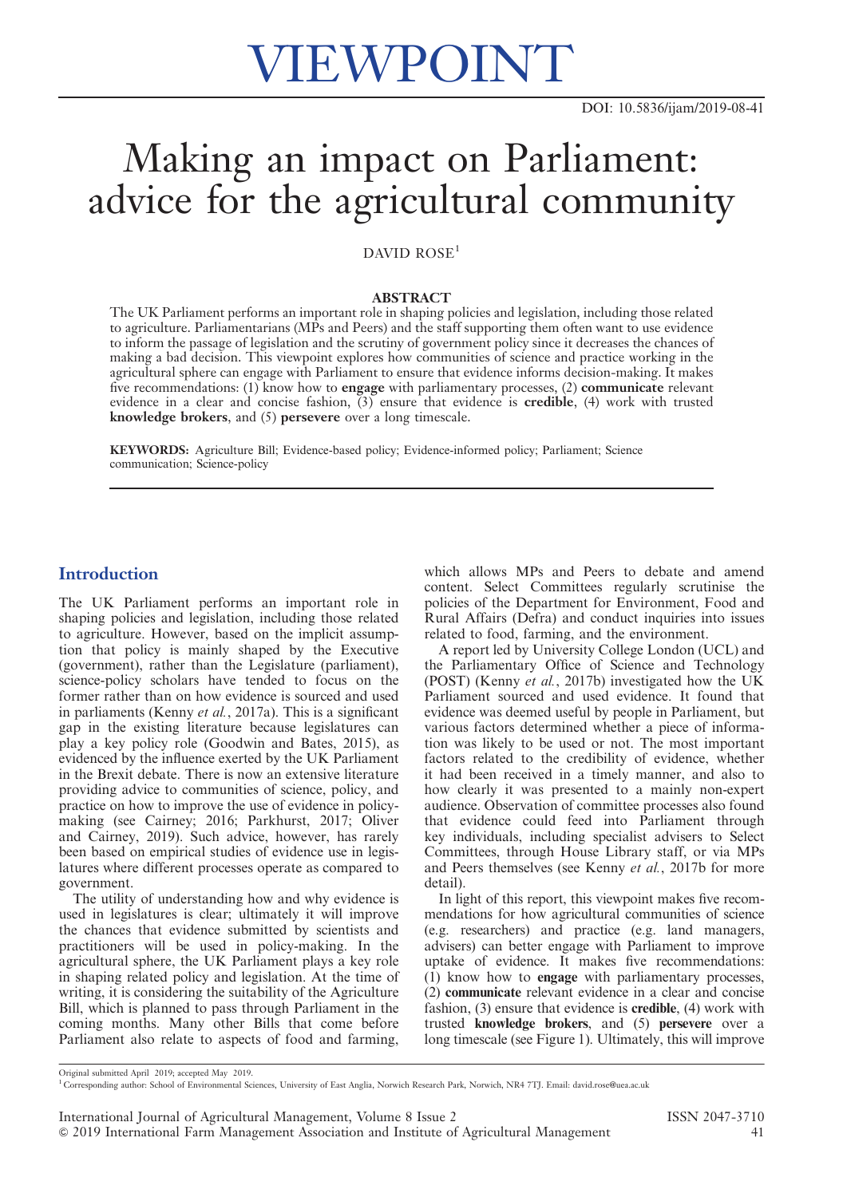# VIEWPOINT

DOI: 10.5836/ijam/2019-08-41

# Making an impact on Parliament: advice for the agricultural community

DAVID ROSE[1]

## ABSTRACT

The UK Parliament performs an important role in shaping policies and legislation, including those related to agriculture. Parliamentarians (MPs and Peers) and the staff supporting them often want to use evidence to inform the passage of legislation and the scrutiny of government policy since it decreases the chances of making a bad decision. This viewpoint explores how communities of science and practice working in the agricultural sphere can engage with Parliament to ensure that evidence informs decision-making. It makes five recommendations: (1) know how to **engage** with parliamentary processes, (2) **communicate** relevant evidence in a clear and concise fashion, (3) ensure that evidence is **credible**, (4) work with trusted **knowledge brokers**, and (5) **persevere** over a long timescale.

**KEYWORDS:** Agriculture Bill; Evidence-based policy; Evidence-informed policy; Parliament; Science communication; Science-policy

## Introduction

The UK Parliament performs an important role in shaping policies and legislation, including those related to agriculture. However, based on the implicit assumption that policy is mainly shaped by the Executive (government), rather than the Legislature (parliament), science-policy scholars have tended to focus on the former rather than on how evidence is sourced and used in parliaments (Kenny *et al.*, 2017a). This is a significant gap in the existing literature because legislatures can play a key policy role (Goodwin and Bates, 2015), as evidenced by the influence exerted by the UK Parliament in the Brexit debate. There is now an extensive literature providing advice to communities of science, policy, and practice on how to improve the use of evidence in policy-making (see Cairney; 2016; Parkhurst, 2017; Oliver and Cairney, 2019). Such advice, however, has rarely been based on empirical studies of evidence use in legislatures where different processes operate as compared to government.

The utility of understanding how and why evidence is used in legislatures is clear; ultimately it will improve the chances that evidence submitted by scientists and practitioners will be used in policy-making. In the agricultural sphere, the UK Parliament plays a key role in shaping related policy and legislation. At the time of writing, it is considering the suitability of the Agriculture Bill, which is planned to pass through Parliament in the coming months. Many other Bills that come before Parliament also relate to aspects of food and farming, which allows MPs and Peers to debate and amend content. Select Committees regularly scrutinise the policies of the Department for Environment, Food and Rural Affairs (Defra) and conduct inquiries into issues related to food, farming, and the environment.

A report led by University College London (UCL) and the Parliamentary Office of Science and Technology (POST) (Kenny *et al.*, 2017b) investigated how the UK Parliament sourced and used evidence. It found that evidence was deemed useful by people in Parliament, but various factors determined whether a piece of information was likely to be used or not. The most important factors related to the credibility of evidence, whether it had been received in a timely manner, and also to how clearly it was presented to a mainly non-expert audience. Observation of committee processes also found that evidence could feed into Parliament through key individuals, including specialist advisers to Select Committees, through House Library staff, or via MPs and Peers themselves (see Kenny *et al.*, 2017b for more detail).

In light of this report, this viewpoint makes five recommendations for how agricultural communities of science (e.g. researchers) and practice (e.g. land managers, advisers) can better engage with Parliament to improve uptake of evidence. It makes five recommendations: (1) know how to **engage** with parliamentary processes, (2) **communicate** relevant evidence in a clear and concise fashion, (3) ensure that evidence is **credible**, (4) work with trusted **knowledge brokers**, and (5) **persevere** over a long timescale (see Figure 1). Ultimately, this will improve

Original submitted April 2019; accepted May 2019.

[1] Corresponding author: School of Environmental Sciences, University of East Anglia, Norwich Research Park, Norwich, NR4 7TJ. Email: david.rose@uea.ac.uk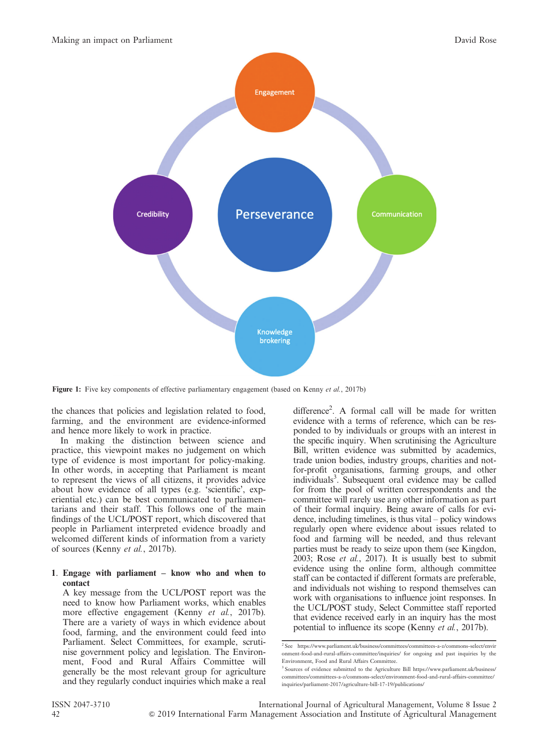Figure 1: Five key components of effective parliamentary engagement (based on Kenny *et al.*, 2017b)

the chances that policies and legislation related to food, farming, and the environment are evidence-informed and hence more likely to work in practice.

In making the distinction between science and practice, this viewpoint makes no judgement on which type of evidence is most important for policy-making. In other words, in accepting that Parliament is meant to represent the views of all citizens, it provides advice about how evidence of all types (e.g. 'scientific', experiential etc.) can be best communicated to parliamentarians and their staff. This follows one of the main findings of the UCL/POST report, which discovered that people in Parliament interpreted evidence broadly and welcomed different kinds of information from a variety of sources (Kenny *et al.*, 2017b).

1. **Engage with parliament – know who and when to contact**

A key message from the UCL/POST report was the need to know how Parliament works, which enables more effective engagement (Kenny *et al.*, 2017b). There are a variety of ways in which evidence about food, farming, and the environment could feed into Parliament. Select Committees, for example, scrutinise government policy and legislation. The Environment, Food and Rural Affairs Committee will generally be the most relevant group for agriculture and they regularly conduct inquiries which make a real difference[2]. A formal call will be made for written evidence with a terms of reference, which can be responded to by individuals or groups with an interest in the specific inquiry. When scrutinising the Agriculture Bill, written evidence was submitted by academics, trade union bodies, industry groups, charities and not-for-profit organisations, farming groups, and other individuals[3]. Subsequent oral evidence may be called for from the pool of written correspondents and the committee will rarely use any other information as part of their formal inquiry. Being aware of calls for evidence, including timelines, is thus vital – policy windows regularly open where evidence about issues related to food and farming will be needed, and thus relevant parties must be ready to seize upon them (see Kingdon, 2003; Rose *et al.*, 2017). It is usually best to submit evidence using the online form, although committee staff can be contacted if different formats are preferable, and individuals not wishing to respond themselves can work with organisations to influence joint responses. In the UCL/POST study, Select Committee staff reported that evidence received early in an inquiry has the most potential to influence its scope (Kenny *et al.*, 2017b).

[2] See https://www.parliament.uk/business/committees/committees-a-z/commons-select/environment-food-and-rural-affairs-committee/inquiries/ for ongoing and past inquiries by the Environment, Food and Rural Affairs Committee.

[3] Sources of evidence submitted to the Agriculture Bill https://www.parliament.uk/business/committees/committees-a-z/commons-select/environment-food-and-rural-affairs-committee/inquiries/parliament-2017/agriculture-bill-17-19/publications/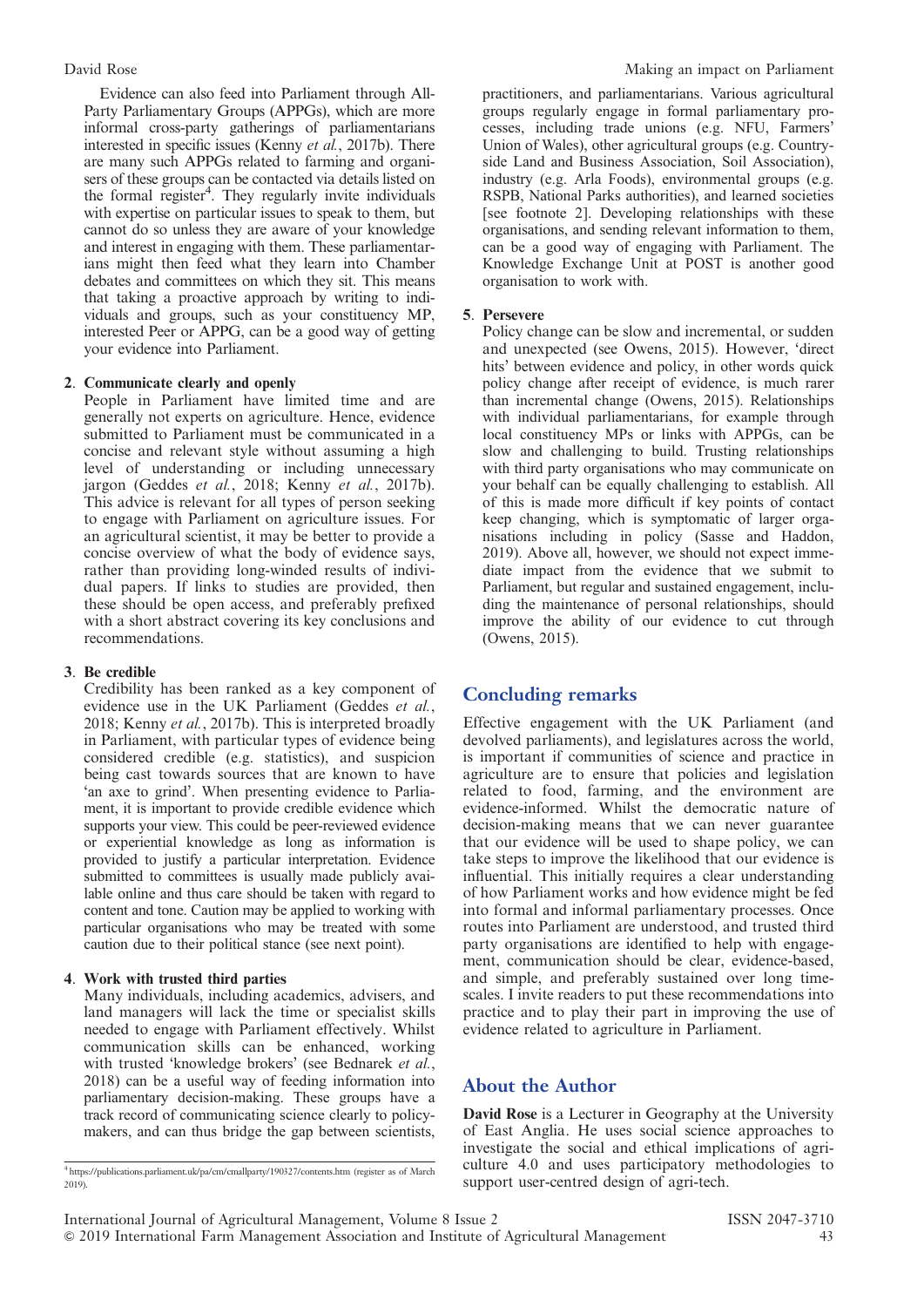Evidence can also feed into Parliament through All-Party Parliamentary Groups (APPGs), which are more informal cross-party gatherings of parliamentarians interested in specific issues (Kenny *et al.*, 2017b). There are many such APPGs related to farming and organisers of these groups can be contacted via details listed on the formal register[4]. They regularly invite individuals with expertise on particular issues to speak to them, but cannot do so unless they are aware of your knowledge and interest in engaging with them. These parliamentarians might then feed what they learn into Chamber debates and committees on which they sit. This means that taking a proactive approach by writing to individuals and groups, such as your constituency MP, interested Peer or APPG, can be a good way of getting your evidence into Parliament.

2. **Communicate clearly and openly**
   People in Parliament have limited time and are generally not experts on agriculture. Hence, evidence submitted to Parliament must be communicated in a concise and relevant style without assuming a high level of understanding or including unnecessary jargon (Geddes *et al.*, 2018; Kenny *et al.*, 2017b). This advice is relevant for all types of person seeking to engage with Parliament on agriculture issues. For an agricultural scientist, it may be better to provide a concise overview of what the body of evidence says, rather than providing long-winded results of individual papers. If links to studies are provided, then these should be open access, and preferably prefixed with a short abstract covering its key conclusions and recommendations.

3. **Be credible**
   Credibility has been ranked as a key component of evidence use in the UK Parliament (Geddes *et al.*, 2018; Kenny *et al.*, 2017b). This is interpreted broadly in Parliament, with particular types of evidence being considered credible (e.g. statistics), and suspicion being cast towards sources that are known to have 'an axe to grind'. When presenting evidence to Parliament, it is important to provide credible evidence which supports your view. This could be peer-reviewed evidence or experiential knowledge as long as information is provided to justify a particular interpretation. Evidence submitted to committees is usually made publicly available online and thus care should be taken with regard to content and tone. Caution may be applied to working with particular organisations who may be treated with some caution due to their political stance (see next point).

4. **Work with trusted third parties**
   Many individuals, including academics, advisers, and land managers will lack the time or specialist skills needed to engage with Parliament effectively. Whilst communication skills can be enhanced, working with trusted 'knowledge brokers' (see Bednarek *et al.*, 2018) can be a useful way of feeding information into parliamentary decision-making. These groups have a track record of communicating science clearly to policy-makers, and can thus bridge the gap between scientists, practitioners, and parliamentarians. Various agricultural groups regularly engage in formal parliamentary processes, including trade unions (e.g. NFU, Farmers' Union of Wales), other agricultural groups (e.g. Countryside Land and Business Association, Soil Association), industry (e.g. Arla Foods), environmental groups (e.g. RSPB, National Parks authorities), and learned societies [see footnote 2]. Developing relationships with these organisations, and sending relevant information to them, can be a good way of engaging with Parliament. The Knowledge Exchange Unit at POST is another good organisation to work with.

5. **Persevere**
   Policy change can be slow and incremental, or sudden and unexpected (see Owens, 2015). However, 'direct hits' between evidence and policy, in other words quick policy change after receipt of evidence, is much rarer than incremental change (Owens, 2015). Relationships with individual parliamentarians, for example through local constituency MPs or links with APPGs, can be slow and challenging to build. Trusting relationships with third party organisations who may communicate on your behalf can be equally challenging to establish. All of this is made more difficult if key points of contact keep changing, which is symptomatic of larger organisations including in policy (Sasse and Haddon, 2019). Above all, however, we should not expect immediate impact from the evidence that we submit to Parliament, but regular and sustained engagement, including the maintenance of personal relationships, should improve the ability of our evidence to cut through (Owens, 2015).

## Concluding remarks

Effective engagement with the UK Parliament (and devolved parliaments), and legislatures across the world, is important if communities of science and practice in agriculture are to ensure that policies and legislation related to food, farming, and the environment are evidence-informed. Whilst the democratic nature of decision-making means that we can never guarantee that our evidence will be used to shape policy, we can take steps to improve the likelihood that our evidence is influential. This initially requires a clear understanding of how Parliament works and how evidence might be fed into formal and informal parliamentary processes. Once routes into Parliament are understood, and trusted third party organisations are identified to help with engagement, communication should be clear, evidence-based, and simple, and preferably sustained over long timescales. I invite readers to put these recommendations into practice and to play their part in improving the use of evidence related to agriculture in Parliament.

## About the Author

**David Rose** is a Lecturer in Geography at the University of East Anglia. He uses social science approaches to investigate the social and ethical implications of agriculture 4.0 and uses participatory methodologies to support user-centred design of agri-tech.

---

[4] https://publications.parliament.uk/pa/cm/cmallparty/190327/contents.htm (register as of March 2019).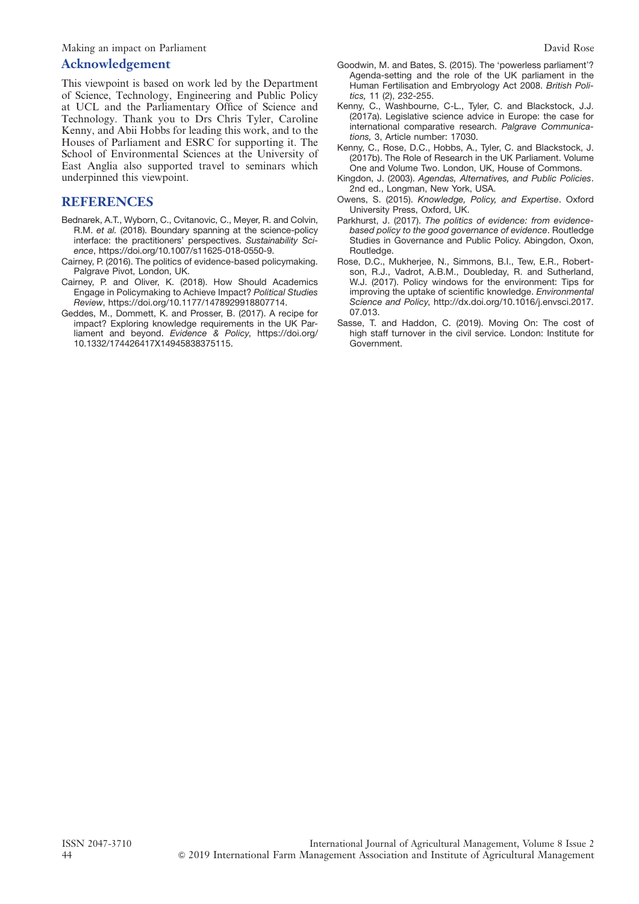## Acknowledgement

This viewpoint is based on work led by the Department of Science, Technology, Engineering and Public Policy at UCL and the Parliamentary Office of Science and Technology. Thank you to Drs Chris Tyler, Caroline Kenny, and Abii Hobbs for leading this work, and to the Houses of Parliament and ESRC for supporting it. The School of Environmental Sciences at the University of East Anglia also supported travel to seminars which underpinned this viewpoint.

## REFERENCES

Bednarek, A.T., Wyborn, C., Cvitanovic, C., Meyer, R. and Colvin, R.M. *et al.* (2018). Boundary spanning at the science-policy interface: the practitioners' perspectives. *Sustainability Science*, https://doi.org/10.1007/s11625-018-0550-9.

Cairney, P. (2016). The politics of evidence-based policymaking. Palgrave Pivot, London, UK.

Cairney, P. and Oliver, K. (2018). How Should Academics Engage in Policymaking to Achieve Impact? *Political Studies Review*, https://doi.org/10.1177/1478929918807714.

Geddes, M., Dommett, K. and Prosser, B. (2017). A recipe for impact? Exploring knowledge requirements in the UK Parliament and beyond. *Evidence & Policy*, https://doi.org/10.1332/174426417X14945838375115.

Goodwin, M. and Bates, S. (2015). The 'powerless parliament'? Agenda-setting and the role of the UK parliament in the Human Fertilisation and Embryology Act 2008. *British Politics,* 11 (2), 232-255.

Kenny, C., Washbourne, C-L., Tyler, C. and Blackstock, J.J. (2017a). Legislative science advice in Europe: the case for international comparative research. *Palgrave Communications,* 3, Article number: 17030.

Kenny, C., Rose, D.C., Hobbs, A., Tyler, C. and Blackstock, J. (2017b). The Role of Research in the UK Parliament. Volume One and Volume Two. London, UK, House of Commons.

Kingdon, J. (2003). *Agendas, Alternatives, and Public Policies*. 2nd ed., Longman, New York, USA.

Owens, S. (2015). *Knowledge, Policy, and Expertise*. Oxford University Press, Oxford, UK.

Parkhurst, J. (2017). *The politics of evidence: from evidence-based policy to the good governance of evidence*. Routledge Studies in Governance and Public Policy. Abingdon, Oxon, Routledge.

Rose, D.C., Mukherjee, N., Simmons, B.I., Tew, E.R., Robertson, R.J., Vadrot, A.B.M., Doubleday, R. and Sutherland, W.J. (2017). Policy windows for the environment: Tips for improving the uptake of scientific knowledge. *Environmental Science and Policy*, http://dx.doi.org/10.1016/j.envsci.2017.07.013.

Sasse, T. and Haddon, C. (2019). Moving On: The cost of high staff turnover in the civil service. London: Institute for Government.